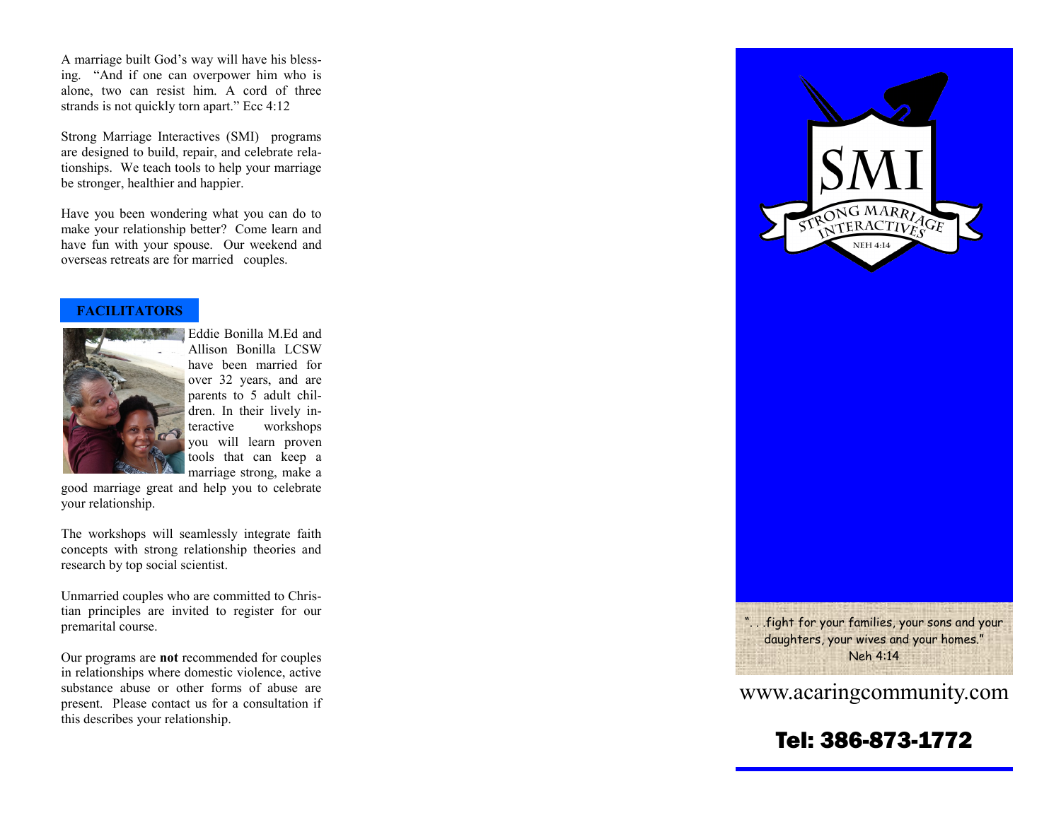A marriage built God's way will have his blessing. "And if one can overpower him who is alone, two can resist him. A cord of three strands is not quickly torn apart." Ecc 4:12

Strong Marriage Interactives (SMI) programs are designed to build, repair, and celebrate relationships. We teach tools to help your marriage be stronger, healthier and happier.

Have you been wondering what you can do to make your relationship better? Come learn and have fun with your spouse. Our weekend and overseas retreats are for married couples.

## FACILITATORS

Eddie Bonilla M.Ed and Allison Bonilla LCSW have been married for over 32 years, and are parents to 5 adult children. In their lively interactive workshops you will learn proven tools that can keep a marriage strong, make a good marriage great and help you to celebrate your relationship.

The workshops will seamlessly integrate faith concepts with strong relationship theories and research by top social scientist.

Unmarried couples who are committed to Christian principles are invited to register for our premarital course.

Our programs are **not** recommended for couples in relationships where domestic violence, active substance abuse or other forms of abuse are present. Please contact us for a consultation if this describes your relationship.

# SMI

STRONG MARRIAGE INTERACTIVES

NEH 4:14

". . .fight for your families, your sons and your daughters, your wives and your homes."
Neh 4:14

www.acaringcommunity.com

**Tel: 386-873-1772**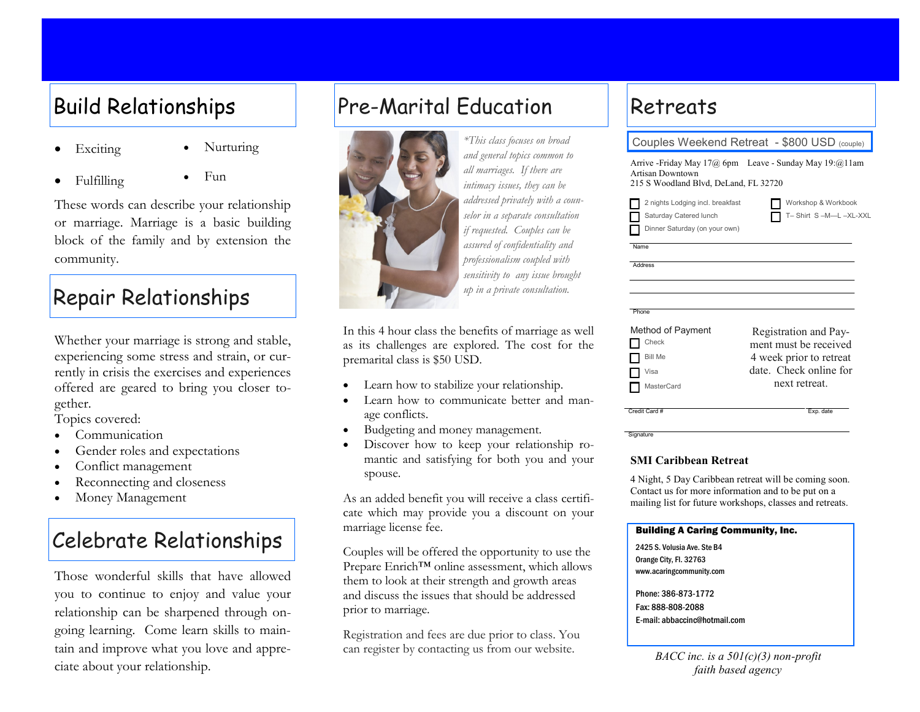## Build Relationships

- Exciting
- Nurturing
- Fulfilling
- Fun

These words can describe your relationship or marriage. Marriage is a basic building block of the family and by extension the community.

## Repair Relationships

Whether your marriage is strong and stable, experiencing some stress and strain, or currently in crisis the exercises and experiences offered are geared to bring you closer together.

Topics covered:

- Communication
- Gender roles and expectations
- Conflict management
- Reconnecting and closeness
- Money Management

## Celebrate Relationships

Those wonderful skills that have allowed you to continue to enjoy and value your relationship can be sharpened through ongoing learning. Come learn skills to maintain and improve what you love and appreciate about your relationship.

## Pre-Marital Education

*\*This class focuses on broad and general topics common to all marriages. If there are intimacy issues, they can be addressed privately with a counselor in a separate consultation if requested. Couples can be assured of confidentiality and professionalism coupled with sensitivity to any issue brought up in a private consultation.*

In this 4 hour class the benefits of marriage as well as its challenges are explored. The cost for the premarital class is $50 USD.

- Learn how to stabilize your relationship.
- Learn how to communicate better and manage conflicts.
- Budgeting and money management.
- Discover how to keep your relationship romantic and satisfying for both you and your spouse.

As an added benefit you will receive a class certificate which may provide you a discount on your marriage license fee.

Couples will be offered the opportunity to use the Prepare Enrich™ online assessment, which allows them to look at their strength and growth areas and discuss the issues that should be addressed prior to marriage.

Registration and fees are due prior to class. You can register by contacting us from our website.

## Retreats

**Couples Weekend Retreat - $800 USD** (couple)

Arrive -Friday May 17@ 6pm Leave - Sunday May 19:@11am
Artisan Downtown
215 S Woodland Blvd, DeLand, FL 32720

- ☐ 2 nights Lodging incl. breakfast
- ☐ Saturday Catered lunch
- ☐ Dinner Saturday (on your own)
- ☐ Workshop & Workbook
- ☐ T– Shirt S –M—L –XL-XXL

Name ______________________

Address ______________________

Phone ______________________

Method of Payment

- ☐ Check
- ☐ Bill Me
- ☐ Visa
- ☐ MasterCard

Registration and Payment must be received 4 week prior to retreat date. Check online for next retreat.

Credit Card # ______________ Exp. date ________

Signature ______________________

### SMI Caribbean Retreat

4 Night, 5 Day Caribbean retreat will be coming soon. Contact us for more information and to be put on a mailing list for future workshops, classes and retreats.

**Building A Caring Community, Inc.**

2425 S. Volusia Ave. Ste B4
Orange City, Fl. 32763
www.acaringcommunity.com

Phone: 386-873-1772
Fax: 888-808-2088
E-mail: abbaccinc@hotmail.com

*BACC inc. is a 501(c)(3) non-profit faith based agency*